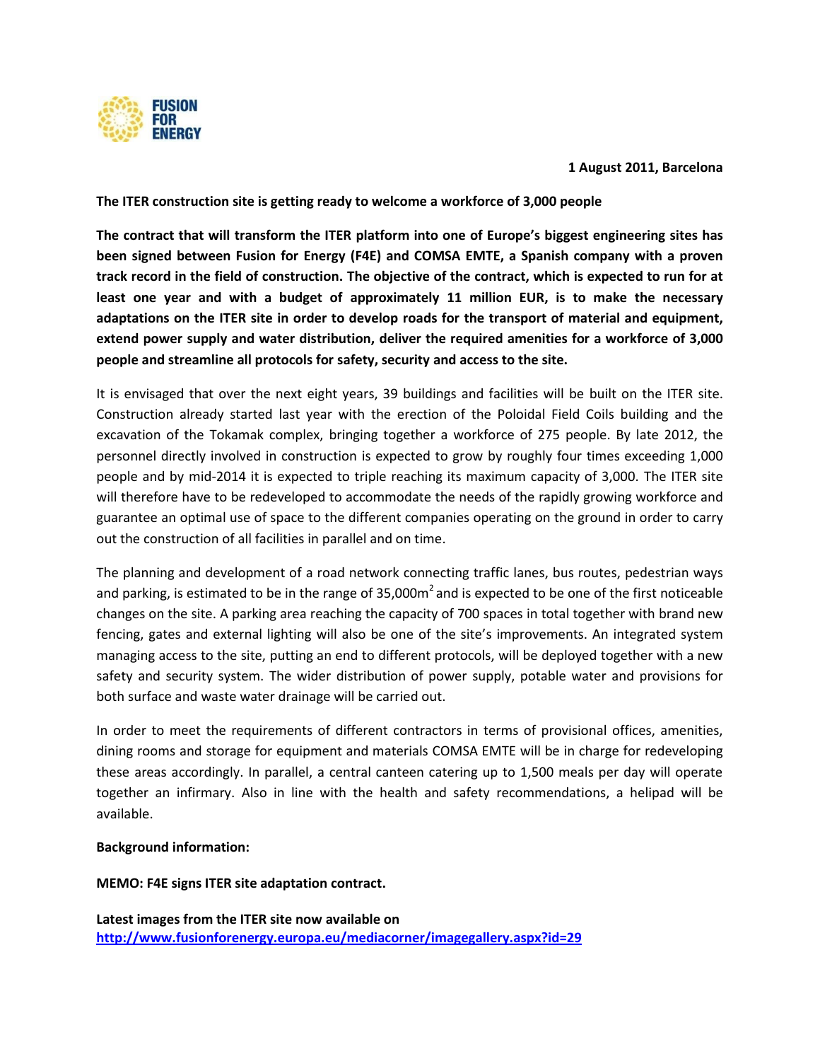FUSION FOR ENERGY

**1 August 2011, Barcelona**

**The ITER construction site is getting ready to welcome a workforce of 3,000 people**

**The contract that will transform the ITER platform into one of Europe's biggest engineering sites has been signed between Fusion for Energy (F4E) and COMSA EMTE, a Spanish company with a proven track record in the field of construction. The objective of the contract, which is expected to run for at least one year and with a budget of approximately 11 million EUR, is to make the necessary adaptations on the ITER site in order to develop roads for the transport of material and equipment, extend power supply and water distribution, deliver the required amenities for a workforce of 3,000 people and streamline all protocols for safety, security and access to the site.**

It is envisaged that over the next eight years, 39 buildings and facilities will be built on the ITER site. Construction already started last year with the erection of the Poloidal Field Coils building and the excavation of the Tokamak complex, bringing together a workforce of 275 people. By late 2012, the personnel directly involved in construction is expected to grow by roughly four times exceeding 1,000 people and by mid-2014 it is expected to triple reaching its maximum capacity of 3,000. The ITER site will therefore have to be redeveloped to accommodate the needs of the rapidly growing workforce and guarantee an optimal use of space to the different companies operating on the ground in order to carry out the construction of all facilities in parallel and on time.

The planning and development of a road network connecting traffic lanes, bus routes, pedestrian ways and parking, is estimated to be in the range of 35,000m$^2$ and is expected to be one of the first noticeable changes on the site. A parking area reaching the capacity of 700 spaces in total together with brand new fencing, gates and external lighting will also be one of the site's improvements. An integrated system managing access to the site, putting an end to different protocols, will be deployed together with a new safety and security system. The wider distribution of power supply, potable water and provisions for both surface and waste water drainage will be carried out.

In order to meet the requirements of different contractors in terms of provisional offices, amenities, dining rooms and storage for equipment and materials COMSA EMTE will be in charge for redeveloping these areas accordingly. In parallel, a central canteen catering up to 1,500 meals per day will operate together an infirmary. Also in line with the health and safety recommendations, a helipad will be available.

**Background information:**

**MEMO: F4E signs ITER site adaptation contract.**

**Latest images from the ITER site now available on**
**http://www.fusionforenergy.europa.eu/mediacorner/imagegallery.aspx?id=29**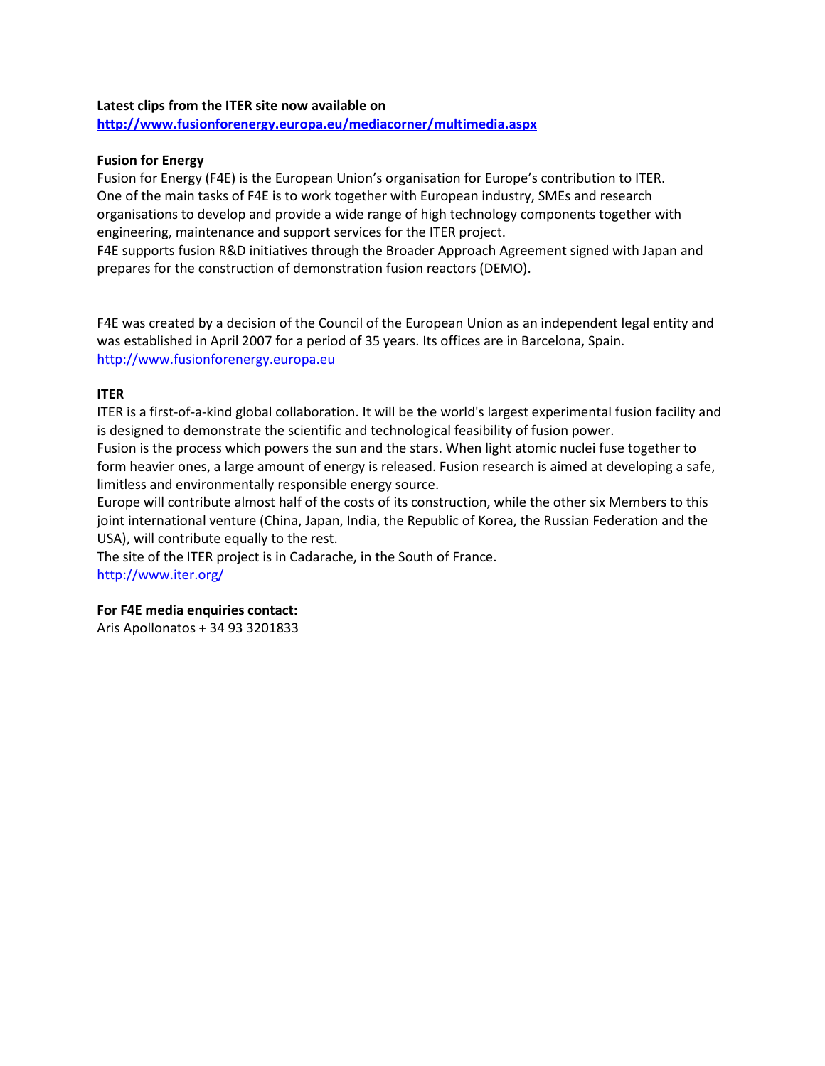**Latest clips from the ITER site now available on**
**http://www.fusionforenergy.europa.eu/mediacorner/multimedia.aspx**

**Fusion for Energy**

Fusion for Energy (F4E) is the European Union's organisation for Europe's contribution to ITER.
One of the main tasks of F4E is to work together with European industry, SMEs and research organisations to develop and provide a wide range of high technology components together with engineering, maintenance and support services for the ITER project.
F4E supports fusion R&D initiatives through the Broader Approach Agreement signed with Japan and prepares for the construction of demonstration fusion reactors (DEMO).

F4E was created by a decision of the Council of the European Union as an independent legal entity and was established in April 2007 for a period of 35 years. Its offices are in Barcelona, Spain.
http://www.fusionforenergy.europa.eu

**ITER**

ITER is a first-of-a-kind global collaboration. It will be the world's largest experimental fusion facility and is designed to demonstrate the scientific and technological feasibility of fusion power.
Fusion is the process which powers the sun and the stars. When light atomic nuclei fuse together to form heavier ones, a large amount of energy is released. Fusion research is aimed at developing a safe, limitless and environmentally responsible energy source.
Europe will contribute almost half of the costs of its construction, while the other six Members to this joint international venture (China, Japan, India, the Republic of Korea, the Russian Federation and the USA), will contribute equally to the rest.
The site of the ITER project is in Cadarache, in the South of France.
http://www.iter.org/

**For F4E media enquiries contact:**
Aris Apollonatos + 34 93 3201833